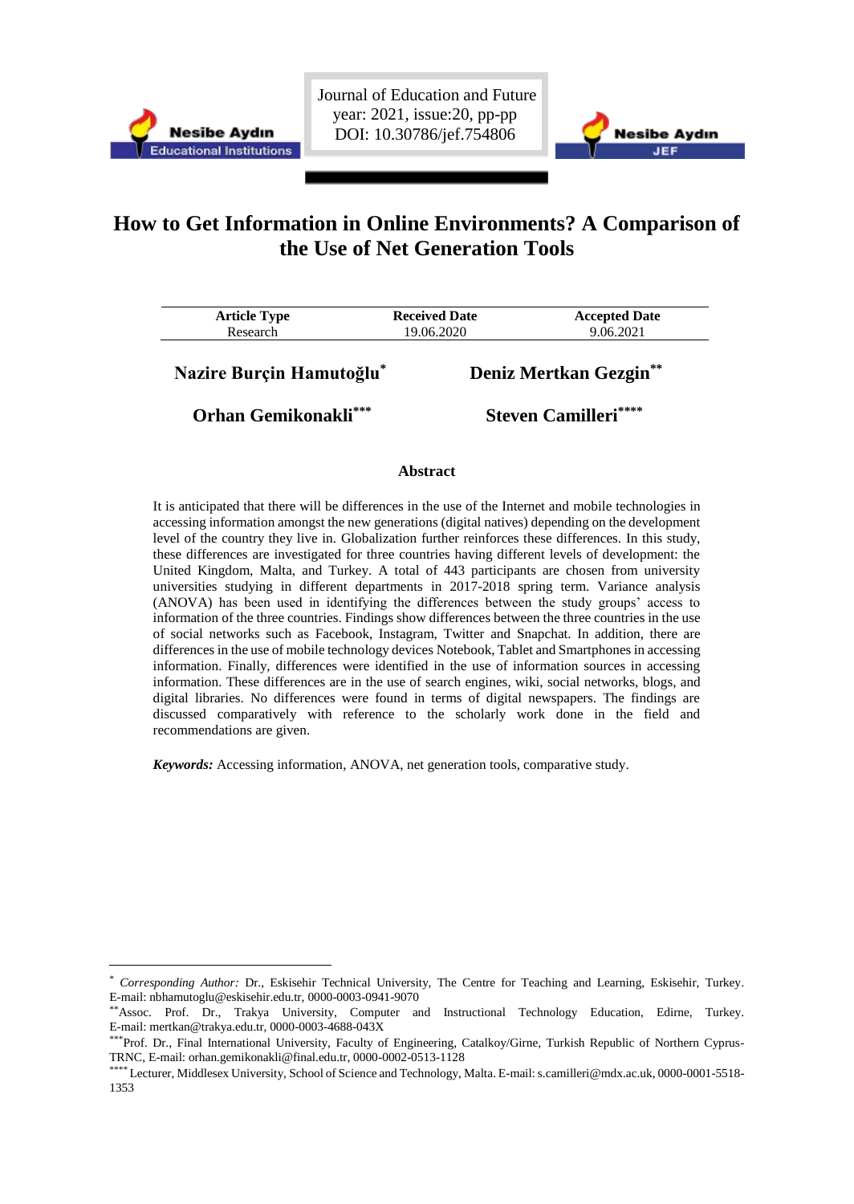Journal of Education and Future
year: 2021, issue:20, pp-pp
DOI: 10.30786/jef.754806

# How to Get Information in Online Environments? A Comparison of the Use of Net Generation Tools

| Article Type | Received Date | Accepted Date |
|---|---|---|
| Research | 19.06.2020 | 9.06.2021 |

**Nazire Burçin Hamutoğlu**[*] **Deniz Mertkan Gezgin**[**]

**Orhan Gemikonakli**[***] **Steven Camilleri**[****]

## Abstract

It is anticipated that there will be differences in the use of the Internet and mobile technologies in accessing information amongst the new generations (digital natives) depending on the development level of the country they live in. Globalization further reinforces these differences. In this study, these differences are investigated for three countries having different levels of development: the United Kingdom, Malta, and Turkey. A total of 443 participants are chosen from university universities studying in different departments in 2017-2018 spring term. Variance analysis (ANOVA) has been used in identifying the differences between the study groups' access to information of the three countries. Findings show differences between the three countries in the use of social networks such as Facebook, Instagram, Twitter and Snapchat. In addition, there are differences in the use of mobile technology devices Notebook, Tablet and Smartphones in accessing information. Finally, differences were identified in the use of information sources in accessing information. These differences are in the use of search engines, wiki, social networks, blogs, and digital libraries. No differences were found in terms of digital newspapers. The findings are discussed comparatively with reference to the scholarly work done in the field and recommendations are given.

***Keywords:*** Accessing information, ANOVA, net generation tools, comparative study.

---

[*] *Corresponding Author:* Dr., Eskisehir Technical University, The Centre for Teaching and Learning, Eskisehir, Turkey. E-mail: nbhamutoglu@eskisehir.edu.tr, 0000-0003-0941-9070

[**] Assoc. Prof. Dr., Trakya University, Computer and Instructional Technology Education, Edirne, Turkey. E-mail: mertkan@trakya.edu.tr, 0000-0003-4688-043X

[***] Prof. Dr., Final International University, Faculty of Engineering, Catalkoy/Girne, Turkish Republic of Northern Cyprus-TRNC, E-mail: orhan.gemikonakli@final.edu.tr, 0000-0002-0513-1128

[****] Lecturer, Middlesex University, School of Science and Technology, Malta. E-mail: s.camilleri@mdx.ac.uk, 0000-0001-5518-1353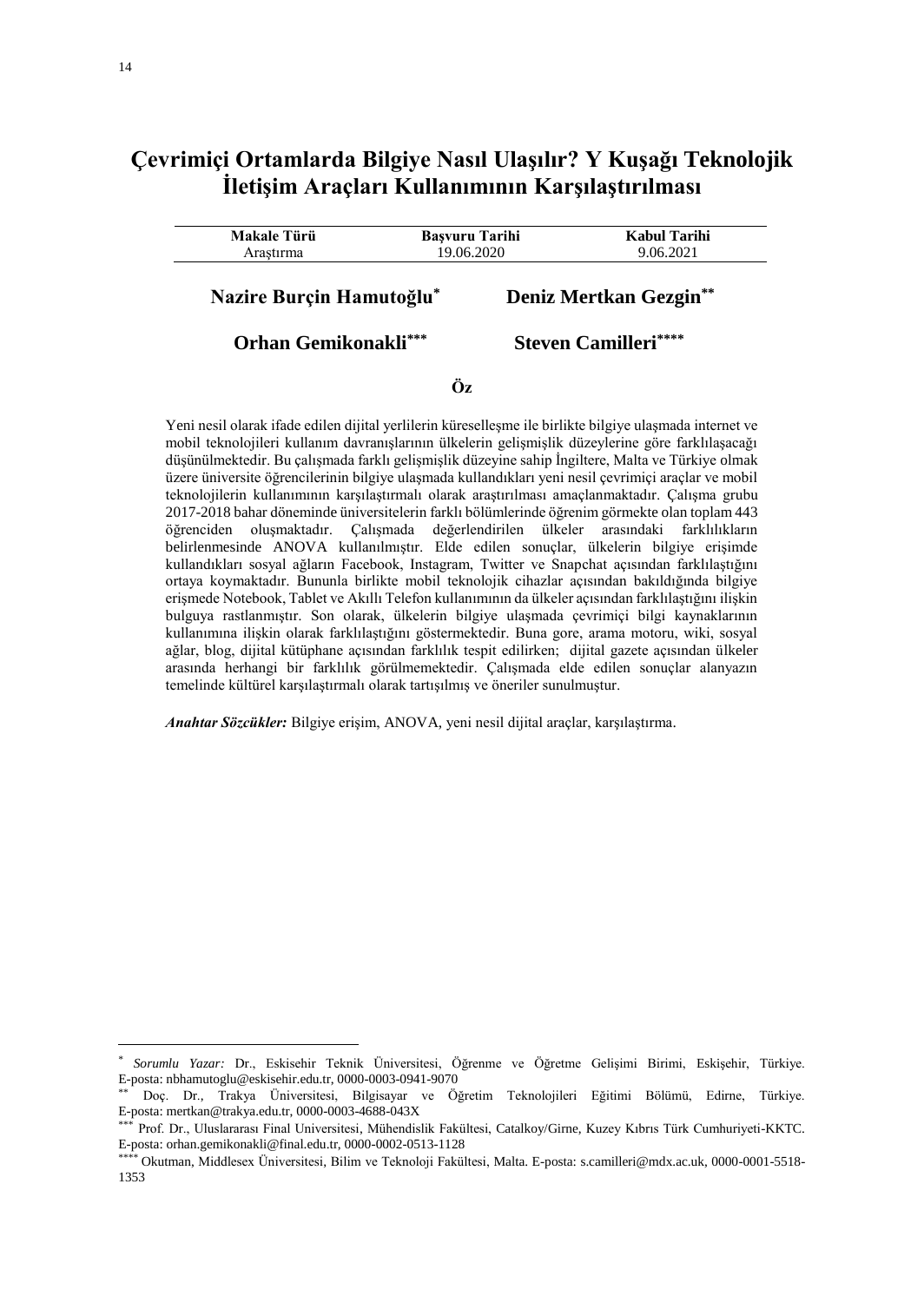# Çevrimiçi Ortamlarda Bilgiye Nasıl Ulaşılır? Y Kuşağı Teknolojik İletişim Araçları Kullanımının Karşılaştırılması

| Makale Türü | Başvuru Tarihi | Kabul Tarihi |
|---|---|---|
| Araştırma | 19.06.2020 | 9.06.2021 |

**Nazire Burçin Hamutoğlu**[*] **Deniz Mertkan Gezgin**[**]

**Orhan Gemikonakli**[***] **Steven Camilleri**[****]

## Öz

Yeni nesil olarak ifade edilen dijital yerlilerin küreselleşme ile birlikte bilgiye ulaşmada internet ve mobil teknolojileri kullanım davranışlarının ülkelerin gelişmişlik düzeylerine göre farklılaşacağı düşünülmektedir. Bu çalışmada farklı gelişmişlik düzeyine sahip İngiltere, Malta ve Türkiye olmak üzere üniversite öğrencilerinin bilgiye ulaşmada kullandıkları yeni nesil çevrimiçi araçlar ve mobil teknolojilerin kullanımının karşılaştırmalı olarak araştırılması amaçlanmaktadır. Çalışma grubu 2017-2018 bahar döneminde üniversitelerin farklı bölümlerinde öğrenim görmekte olan toplam 443 öğrenciden oluşmaktadır. Çalışmada değerlendirilen ülkeler arasındaki farklılıkların belirlenmesinde ANOVA kullanılmıştır. Elde edilen sonuçlar, ülkelerin bilgiye erişimde kullandıkları sosyal ağların Facebook, Instagram, Twitter ve Snapchat açısından farklılaştığını ortaya koymaktadır. Bununla birlikte mobil teknolojik cihazlar açısından bakıldığında bilgiye erişmede Notebook, Tablet ve Akıllı Telefon kullanımının da ülkeler açısından farklılaştığını ilişkin bulguya rastlanmıştır. Son olarak, ülkelerin bilgiye ulaşmada çevrimiçi bilgi kaynaklarının kullanımına ilişkin olarak farklılaştığını göstermektedir. Buna gore, arama motoru, wiki, sosyal ağlar, blog, dijital kütüphane açısından farklılık tespit edilirken; dijital gazete açısından ülkeler arasında herhangi bir farklılık görülmemektedir. Çalışmada elde edilen sonuçlar alanyazın temelinde kültürel karşılaştırmalı olarak tartışılmış ve öneriler sunulmuştur.

***Anahtar Sözcükler:*** Bilgiye erişim, ANOVA, yeni nesil dijital araçlar, karşılaştırma.

---

[*] *Sorumlu Yazar:* Dr., Eskisehir Teknik Üniversitesi, Öğrenme ve Öğretme Gelişimi Birimi, Eskişehir, Türkiye. E-posta: nbhamutoglu@eskisehir.edu.tr, 0000-0003-0941-9070

[**] Doç. Dr., Trakya Üniversitesi, Bilgisayar ve Öğretim Teknolojileri Eğitimi Bölümü, Edirne, Türkiye. E-posta: mertkan@trakya.edu.tr, 0000-0003-4688-043X

[***] Prof. Dr., Uluslararası Final Universitesi, Mühendislik Fakültesi, Catalkoy/Girne, Kuzey Kıbrıs Türk Cumhuriyeti-KKTC. E-posta: orhan.gemikonakli@final.edu.tr, 0000-0002-0513-1128

[****] Okutman, Middlesex Üniversitesi, Bilim ve Teknoloji Fakültesi, Malta. E-posta: s.camilleri@mdx.ac.uk, 0000-0001-5518-1353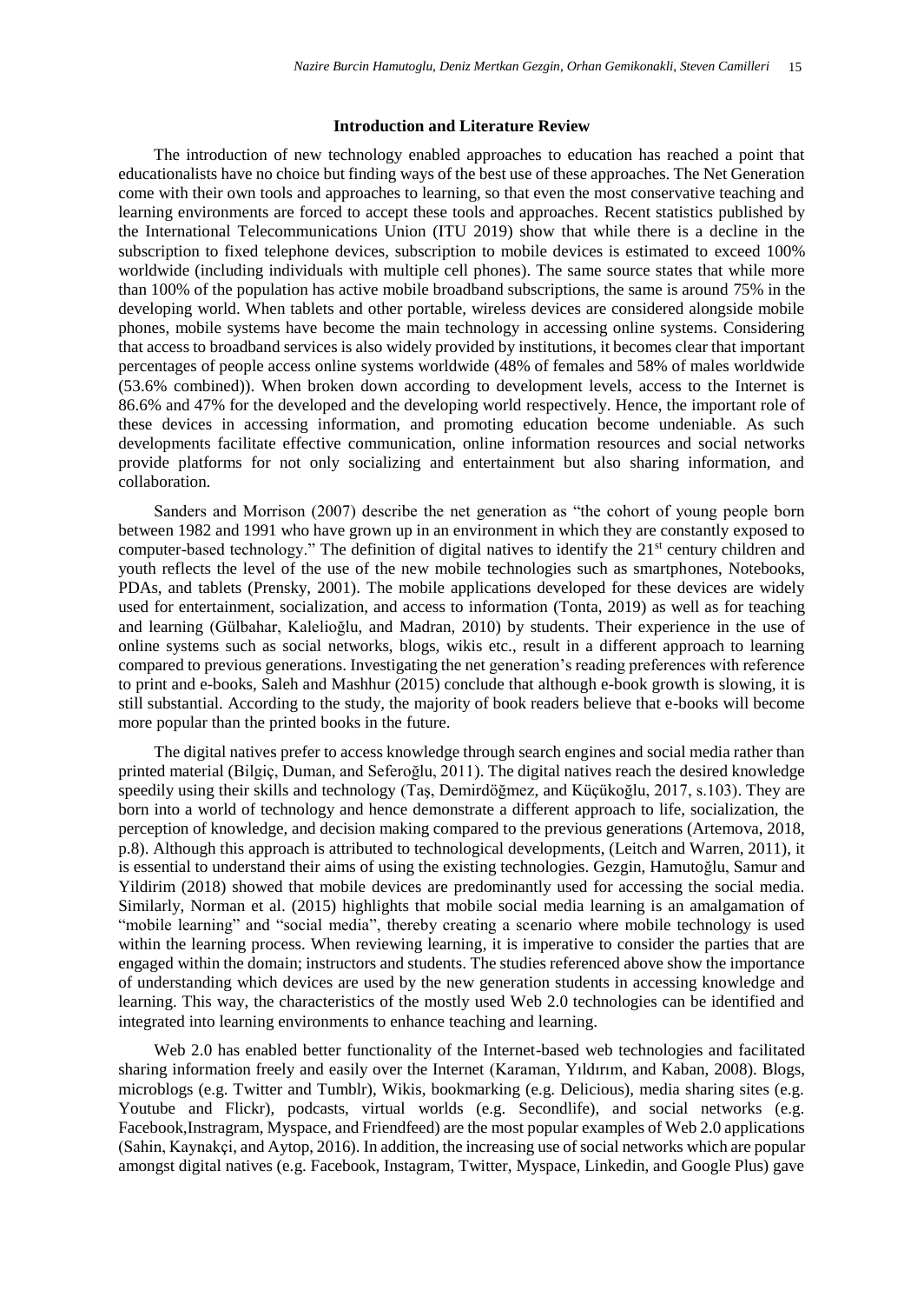## Introduction and Literature Review

The introduction of new technology enabled approaches to education has reached a point that educationalists have no choice but finding ways of the best use of these approaches. The Net Generation come with their own tools and approaches to learning, so that even the most conservative teaching and learning environments are forced to accept these tools and approaches. Recent statistics published by the International Telecommunications Union (ITU 2019) show that while there is a decline in the subscription to fixed telephone devices, subscription to mobile devices is estimated to exceed 100% worldwide (including individuals with multiple cell phones). The same source states that while more than 100% of the population has active mobile broadband subscriptions, the same is around 75% in the developing world. When tablets and other portable, wireless devices are considered alongside mobile phones, mobile systems have become the main technology in accessing online systems. Considering that access to broadband services is also widely provided by institutions, it becomes clear that important percentages of people access online systems worldwide (48% of females and 58% of males worldwide (53.6% combined)). When broken down according to development levels, access to the Internet is 86.6% and 47% for the developed and the developing world respectively. Hence, the important role of these devices in accessing information, and promoting education become undeniable. As such developments facilitate effective communication, online information resources and social networks provide platforms for not only socializing and entertainment but also sharing information, and collaboration.

Sanders and Morrison (2007) describe the net generation as "the cohort of young people born between 1982 and 1991 who have grown up in an environment in which they are constantly exposed to computer-based technology." The definition of digital natives to identify the 21st century children and youth reflects the level of the use of the new mobile technologies such as smartphones, Notebooks, PDAs, and tablets (Prensky, 2001). The mobile applications developed for these devices are widely used for entertainment, socialization, and access to information (Tonta, 2019) as well as for teaching and learning (Gülbahar, Kalelioğlu, and Madran, 2010) by students. Their experience in the use of online systems such as social networks, blogs, wikis etc., result in a different approach to learning compared to previous generations. Investigating the net generation's reading preferences with reference to print and e-books, Saleh and Mashhur (2015) conclude that although e-book growth is slowing, it is still substantial. According to the study, the majority of book readers believe that e-books will become more popular than the printed books in the future.

The digital natives prefer to access knowledge through search engines and social media rather than printed material (Bilgiç, Duman, and Seferoğlu, 2011). The digital natives reach the desired knowledge speedily using their skills and technology (Taş, Demirdöğmez, and Küçükoğlu, 2017, s.103). They are born into a world of technology and hence demonstrate a different approach to life, socialization, the perception of knowledge, and decision making compared to the previous generations (Artemova, 2018, p.8). Although this approach is attributed to technological developments, (Leitch and Warren, 2011), it is essential to understand their aims of using the existing technologies. Gezgin, Hamutoğlu, Samur and Yildirim (2018) showed that mobile devices are predominantly used for accessing the social media. Similarly, Norman et al. (2015) highlights that mobile social media learning is an amalgamation of "mobile learning" and "social media", thereby creating a scenario where mobile technology is used within the learning process. When reviewing learning, it is imperative to consider the parties that are engaged within the domain; instructors and students. The studies referenced above show the importance of understanding which devices are used by the new generation students in accessing knowledge and learning. This way, the characteristics of the mostly used Web 2.0 technologies can be identified and integrated into learning environments to enhance teaching and learning.

Web 2.0 has enabled better functionality of the Internet-based web technologies and facilitated sharing information freely and easily over the Internet (Karaman, Yıldırım, and Kaban, 2008). Blogs, microblogs (e.g. Twitter and Tumblr), Wikis, bookmarking (e.g. Delicious), media sharing sites (e.g. Youtube and Flickr), podcasts, virtual worlds (e.g. Secondlife), and social networks (e.g. Facebook,Instragram, Myspace, and Friendfeed) are the most popular examples of Web 2.0 applications (Sahin, Kaynakçi, and Aytop, 2016). In addition, the increasing use of social networks which are popular amongst digital natives (e.g. Facebook, Instagram, Twitter, Myspace, Linkedin, and Google Plus) gave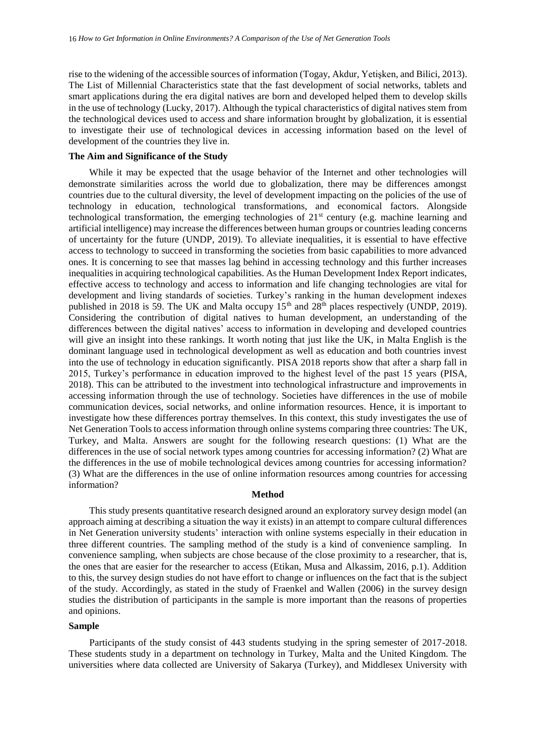rise to the widening of the accessible sources of information (Togay, Akdur, Yetişken, and Bilici, 2013). The List of Millennial Characteristics state that the fast development of social networks, tablets and smart applications during the era digital natives are born and developed helped them to develop skills in the use of technology (Lucky, 2017). Although the typical characteristics of digital natives stem from the technological devices used to access and share information brought by globalization, it is essential to investigate their use of technological devices in accessing information based on the level of development of the countries they live in.

## The Aim and Significance of the Study

While it may be expected that the usage behavior of the Internet and other technologies will demonstrate similarities across the world due to globalization, there may be differences amongst countries due to the cultural diversity, the level of development impacting on the policies of the use of technology in education, technological transformations, and economical factors. Alongside technological transformation, the emerging technologies of 21st century (e.g. machine learning and artificial intelligence) may increase the differences between human groups or countries leading concerns of uncertainty for the future (UNDP, 2019). To alleviate inequalities, it is essential to have effective access to technology to succeed in transforming the societies from basic capabilities to more advanced ones. It is concerning to see that masses lag behind in accessing technology and this further increases inequalities in acquiring technological capabilities. As the Human Development Index Report indicates, effective access to technology and access to information and life changing technologies are vital for development and living standards of societies. Turkey's ranking in the human development indexes published in 2018 is 59. The UK and Malta occupy 15th and 28th places respectively (UNDP, 2019). Considering the contribution of digital natives to human development, an understanding of the differences between the digital natives' access to information in developing and developed countries will give an insight into these rankings. It worth noting that just like the UK, in Malta English is the dominant language used in technological development as well as education and both countries invest into the use of technology in education significantly. PISA 2018 reports show that after a sharp fall in 2015, Turkey's performance in education improved to the highest level of the past 15 years (PISA, 2018). This can be attributed to the investment into technological infrastructure and improvements in accessing information through the use of technology. Societies have differences in the use of mobile communication devices, social networks, and online information resources. Hence, it is important to investigate how these differences portray themselves. In this context, this study investigates the use of Net Generation Tools to access information through online systems comparing three countries: The UK, Turkey, and Malta. Answers are sought for the following research questions: (1) What are the differences in the use of social network types among countries for accessing information? (2) What are the differences in the use of mobile technological devices among countries for accessing information? (3) What are the differences in the use of online information resources among countries for accessing information?

# Method

This study presents quantitative research designed around an exploratory survey design model (an approach aiming at describing a situation the way it exists) in an attempt to compare cultural differences in Net Generation university students' interaction with online systems especially in their education in three different countries. The sampling method of the study is a kind of convenience sampling. In convenience sampling, when subjects are chose because of the close proximity to a researcher, that is, the ones that are easier for the researcher to access (Etikan, Musa and Alkassim, 2016, p.1). Addition to this, the survey design studies do not have effort to change or influences on the fact that is the subject of the study. Accordingly, as stated in the study of Fraenkel and Wallen (2006) in the survey design studies the distribution of participants in the sample is more important than the reasons of properties and opinions.

## Sample

Participants of the study consist of 443 students studying in the spring semester of 2017-2018. These students study in a department on technology in Turkey, Malta and the United Kingdom. The universities where data collected are University of Sakarya (Turkey), and Middlesex University with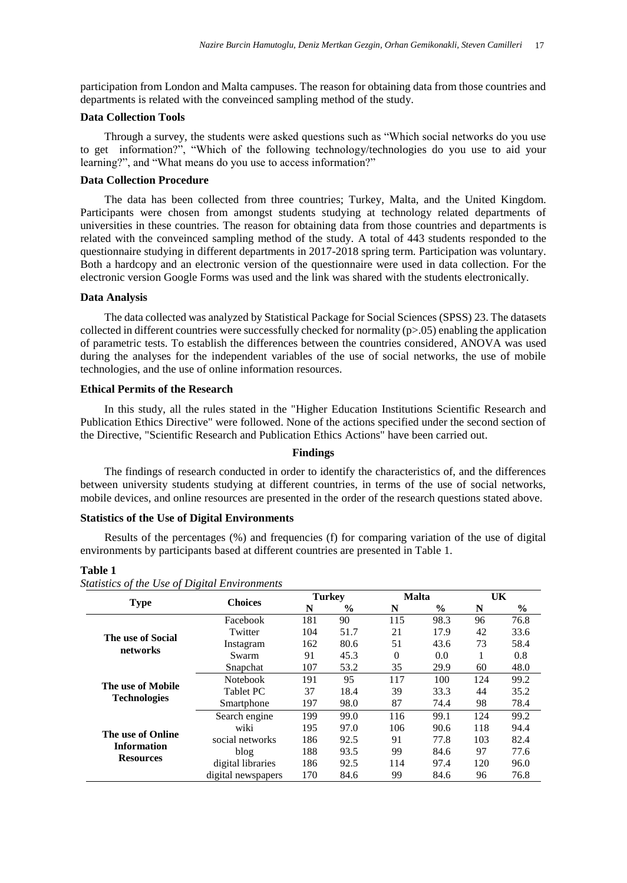participation from London and Malta campuses. The reason for obtaining data from those countries and departments is related with the conveinced sampling method of the study.

### Data Collection Tools

Through a survey, the students were asked questions such as “Which social networks do you use to get information?”, “Which of the following technology/technologies do you use to aid your learning?”, and “What means do you use to access information?”

### Data Collection Procedure

The data has been collected from three countries; Turkey, Malta, and the United Kingdom. Participants were chosen from amongst students studying at technology related departments of universities in these countries. The reason for obtaining data from those countries and departments is related with the conveinced sampling method of the study. A total of 443 students responded to the questionnaire studying in different departments in 2017-2018 spring term. Participation was voluntary. Both a hardcopy and an electronic version of the questionnaire were used in data collection. For the electronic version Google Forms was used and the link was shared with the students electronically.

### Data Analysis

The data collected was analyzed by Statistical Package for Social Sciences (SPSS) 23. The datasets collected in different countries were successfully checked for normality ($p>.05$) enabling the application of parametric tests. To establish the differences between the countries considered, ANOVA was used during the analyses for the independent variables of the use of social networks, the use of mobile technologies, and the use of online information resources.

### Ethical Permits of the Research

In this study, all the rules stated in the "Higher Education Institutions Scientific Research and Publication Ethics Directive" were followed. None of the actions specified under the second section of the Directive, "Scientific Research and Publication Ethics Actions" have been carried out.

## Findings

The findings of research conducted in order to identify the characteristics of, and the differences between university students studying at different countries, in terms of the use of social networks, mobile devices, and online resources are presented in the order of the research questions stated above.

### Statistics of the Use of Digital Environments

Results of the percentages (%) and frequencies (f) for comparing variation of the use of digital environments by participants based at different countries are presented in Table 1.

**Table 1**

*Statistics of the Use of Digital Environments*

| Type | Choices | Turkey | | Malta | | UK | |
|---|---|---|---|---|---|---|---|
| | | N | % | N | % | N | % |
| The use of Social networks | Facebook | 181 | 90 | 115 | 98.3 | 96 | 76.8 |
| | Twitter | 104 | 51.7 | 21 | 17.9 | 42 | 33.6 |
| | Instagram | 162 | 80.6 | 51 | 43.6 | 73 | 58.4 |
| | Swarm | 91 | 45.3 | 0 | 0.0 | 1 | 0.8 |
| | Snapchat | 107 | 53.2 | 35 | 29.9 | 60 | 48.0 |
| The use of Mobile Technologies | Notebook | 191 | 95 | 117 | 100 | 124 | 99.2 |
| | Tablet PC | 37 | 18.4 | 39 | 33.3 | 44 | 35.2 |
| | Smartphone | 197 | 98.0 | 87 | 74.4 | 98 | 78.4 |
| The use of Online Information Resources | Search engine | 199 | 99.0 | 116 | 99.1 | 124 | 99.2 |
| | wiki | 195 | 97.0 | 106 | 90.6 | 118 | 94.4 |
| | social networks | 186 | 92.5 | 91 | 77.8 | 103 | 82.4 |
| | blog | 188 | 93.5 | 99 | 84.6 | 97 | 77.6 |
| | digital libraries | 186 | 92.5 | 114 | 97.4 | 120 | 96.0 |
| | digital newspapers | 170 | 84.6 | 99 | 84.6 | 96 | 76.8 |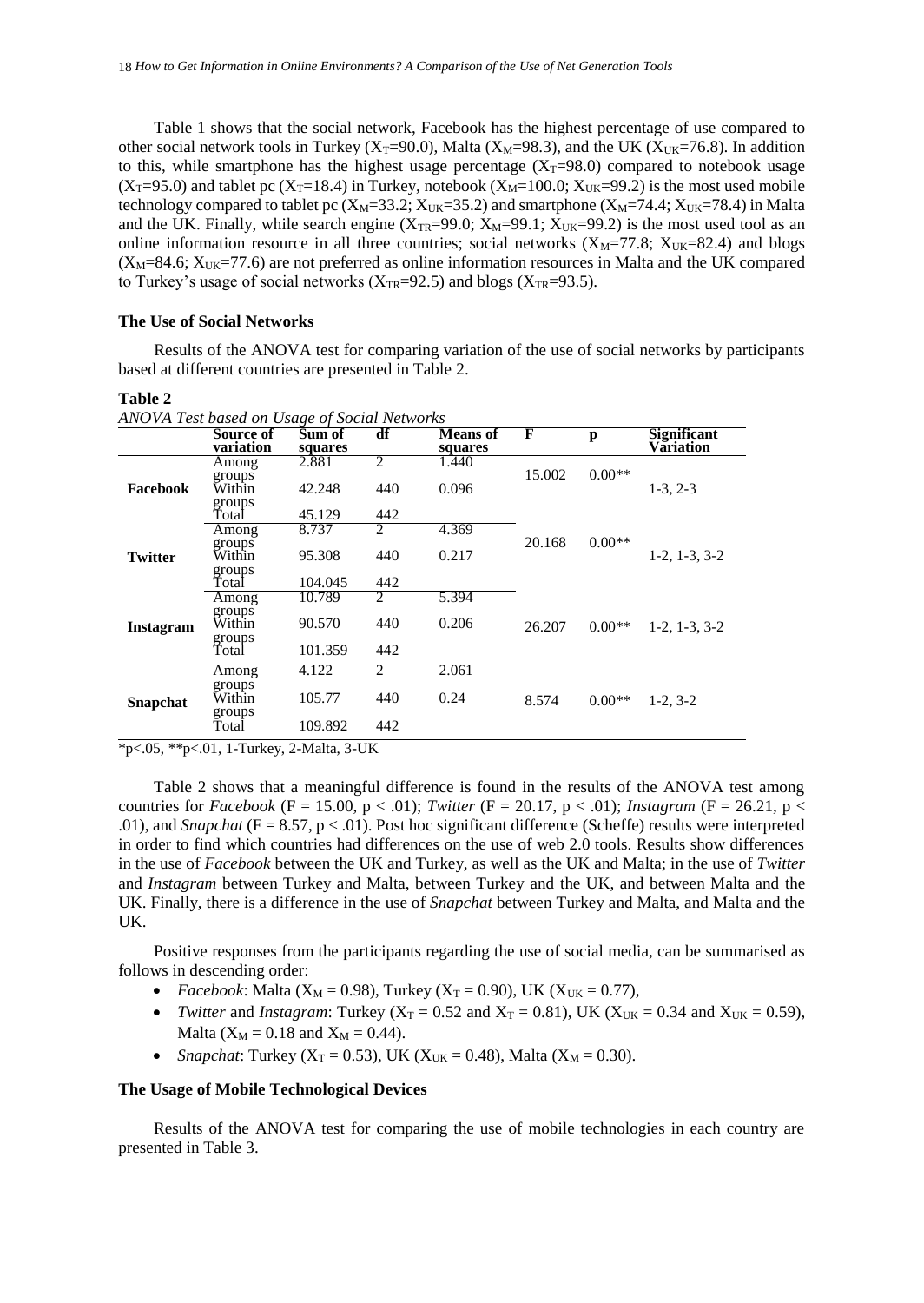Table 1 shows that the social network, Facebook has the highest percentage of use compared to other social network tools in Turkey ($X_T$=90.0), Malta ($X_M$=98.3), and the UK ($X_{UK}$=76.8). In addition to this, while smartphone has the highest usage percentage ($X_T$=98.0) compared to notebook usage ($X_T$=95.0) and tablet pc ($X_T$=18.4) in Turkey, notebook ($X_M$=100.0; $X_{UK}$=99.2) is the most used mobile technology compared to tablet pc ($X_M$=33.2; $X_{UK}$=35.2) and smartphone ($X_M$=74.4; $X_{UK}$=78.4) in Malta and the UK. Finally, while search engine ($X_{TR}$=99.0; $X_M$=99.1; $X_{UK}$=99.2) is the most used tool as an online information resource in all three countries; social networks ($X_M$=77.8; $X_{UK}$=82.4) and blogs ($X_M$=84.6; $X_{UK}$=77.6) are not preferred as online information resources in Malta and the UK compared to Turkey's usage of social networks ($X_{TR}$=92.5) and blogs ($X_{TR}$=93.5).

### The Use of Social Networks

Results of the ANOVA test for comparing variation of the use of social networks by participants based at different countries are presented in Table 2.

**Table 2**

*ANOVA Test based on Usage of Social Networks*

| | Source of variation | Sum of squares | df | Means of squares | F | p | Significant Variation |
|---|---|---|---|---|---|---|---|
| **Facebook** | Among groups | 2.881 | 2 | 1.440 | 15.002 | 0.00** | 1-3, 2-3 |
| | Within groups | 42.248 | 440 | 0.096 | | | |
| | Total | 45.129 | 442 | | | | |
| **Twitter** | Among groups | 8.737 | 2 | 4.369 | 20.168 | 0.00** | 1-2, 1-3, 3-2 |
| | Within groups | 95.308 | 440 | 0.217 | | | |
| | Total | 104.045 | 442 | | | | |
| **Instagram** | Among groups | 10.789 | 2 | 5.394 | 26.207 | 0.00** | 1-2, 1-3, 3-2 |
| | Within groups | 90.570 | 440 | 0.206 | | | |
| | Total | 101.359 | 442 | | | | |
| **Snapchat** | Among groups | 4.122 | 2 | 2.061 | 8.574 | 0.00** | 1-2, 3-2 |
| | Within groups | 105.77 | 440 | 0.24 | | | |
| | Total | 109.892 | 442 | | | | |

*p<.05, **p<.01, 1-Turkey, 2-Malta, 3-UK

Table 2 shows that a meaningful difference is found in the results of the ANOVA test among countries for *Facebook* ($F = 15.00$, $p < .01$); *Twitter* ($F = 20.17$, $p < .01$); *Instagram* ($F = 26.21$, $p < .01$), and *Snapchat* ($F = 8.57$, $p < .01$). Post hoc significant difference (Scheffe) results were interpreted in order to find which countries had differences on the use of web 2.0 tools. Results show differences in the use of *Facebook* between the UK and Turkey, as well as the UK and Malta; in the use of *Twitter* and *Instagram* between Turkey and Malta, between Turkey and the UK, and between Malta and the UK. Finally, there is a difference in the use of *Snapchat* between Turkey and Malta, and Malta and the UK.

Positive responses from the participants regarding the use of social media, can be summarised as follows in descending order:

- *Facebook*: Malta ($X_M = 0.98$), Turkey ($X_T = 0.90$), UK ($X_{UK} = 0.77$),
- *Twitter* and *Instagram*: Turkey ($X_T = 0.52$ and $X_T = 0.81$), UK ($X_{UK} = 0.34$ and $X_{UK} = 0.59$), Malta ($X_M = 0.18$ and $X_M = 0.44$).
- *Snapchat*: Turkey ($X_T = 0.53$), UK ($X_{UK} = 0.48$), Malta ($X_M = 0.30$).

### The Usage of Mobile Technological Devices

Results of the ANOVA test for comparing the use of mobile technologies in each country are presented in Table 3.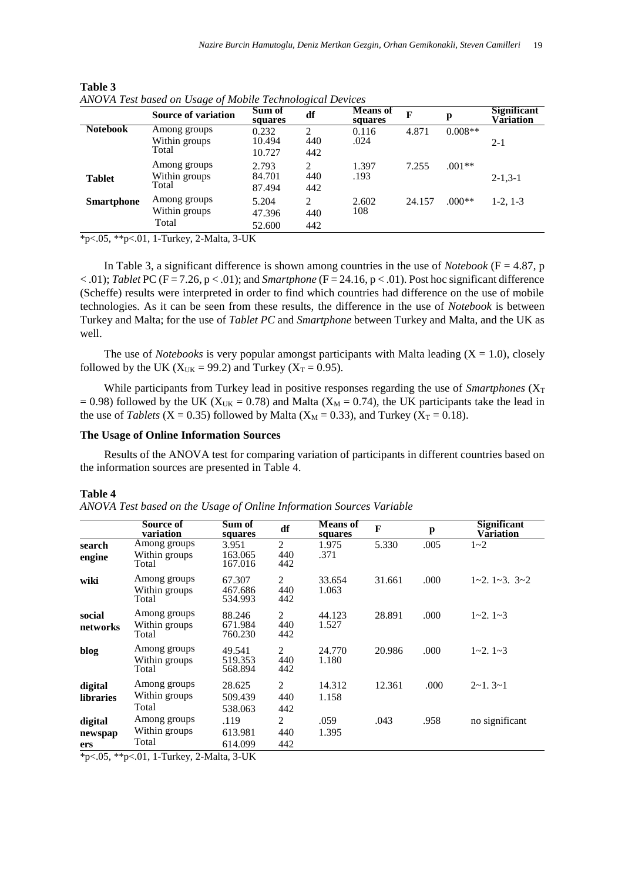**Table 3**

*ANOVA Test based on Usage of Mobile Technological Devices*

| | Source of variation | Sum of squares | df | Means of squares | F | p | Significant Variation |
|---|---|---|---|---|---|---|---|
| **Notebook** | Among groups | 0.232 | 2 | 0.116 | 4.871 | 0.008** | |
| | Within groups | 10.494 | 440 | .024 | | | 2-1 |
| | Total | 10.727 | 442 | | | | |
| **Tablet** | Among groups | 2.793 | 2 | 1.397 | 7.255 | .001** | |
| | Within groups | 84.701 | 440 | .193 | | | 2-1,3-1 |
| | Total | 87.494 | 442 | | | | |
| **Smartphone** | Among groups | 5.204 | 2 | 2.602 | 24.157 | .000** | 1-2, 1-3 |
| | Within groups | 47.396 | 440 | 108 | | | |
| | Total | 52.600 | 442 | | | | |

*p<.05, **p<.01, 1-Turkey, 2-Malta, 3-UK

In Table 3, a significant difference is shown among countries in the use of *Notebook* ($F = 4.87$, $p < .01$); *Tablet* PC ($F = 7.26$, $p < .01$); and *Smartphone* ($F = 24.16$, $p < .01$). Post hoc significant difference (Scheffe) results were interpreted in order to find which countries had difference on the use of mobile technologies. As it can be seen from these results, the difference in the use of *Notebook* is between Turkey and Malta; for the use of *Tablet PC* and *Smartphone* between Turkey and Malta, and the UK as well.

The use of *Notebooks* is very popular amongst participants with Malta leading ($X = 1.0$), closely followed by the UK ($X_{UK} = 99.2$) and Turkey ($X_T = 0.95$).

While participants from Turkey lead in positive responses regarding the use of *Smartphones* ($X_T = 0.98$) followed by the UK ($X_{UK} = 0.78$) and Malta ($X_M = 0.74$), the UK participants take the lead in the use of *Tablets* ($X = 0.35$) followed by Malta ($X_M = 0.33$), and Turkey ($X_T = 0.18$).

### The Usage of Online Information Sources

Results of the ANOVA test for comparing variation of participants in different countries based on the information sources are presented in Table 4.

**Table 4**

*ANOVA Test based on the Usage of Online Information Sources Variable*

| | Source of variation | Sum of squares | df | Means of squares | F | p | Significant Variation |
|---|---|---|---|---|---|---|---|
| **search engine** | Among groups | 3.951 | 2 | 1.975 | 5.330 | .005 | 1~2 |
| | Within groups | 163.065 | 440 | .371 | | | |
| | Total | 167.016 | 442 | | | | |
| **wiki** | Among groups | 67.307 | 2 | 33.654 | 31.661 | .000 | 1~2. 1~3. 3~2 |
| | Within groups | 467.686 | 440 | 1.063 | | | |
| | Total | 534.993 | 442 | | | | |
| **social networks** | Among groups | 88.246 | 2 | 44.123 | 28.891 | .000 | 1~2. 1~3 |
| | Within groups | 671.984 | 440 | 1.527 | | | |
| | Total | 760.230 | 442 | | | | |
| **blog** | Among groups | 49.541 | 2 | 24.770 | 20.986 | .000 | 1~2. 1~3 |
| | Within groups | 519.353 | 440 | 1.180 | | | |
| | Total | 568.894 | 442 | | | | |
| **digital libraries** | Among groups | 28.625 | 2 | 14.312 | 12.361 | .000 | 2~1. 3~1 |
| | Within groups | 509.439 | 440 | 1.158 | | | |
| | Total | 538.063 | 442 | | | | |
| **digital newspapers** | Among groups | .119 | 2 | .059 | .043 | .958 | no significant |
| | Within groups | 613.981 | 440 | 1.395 | | | |
| | Total | 614.099 | 442 | | | | |

*p<.05, **p<.01, 1-Turkey, 2-Malta, 3-UK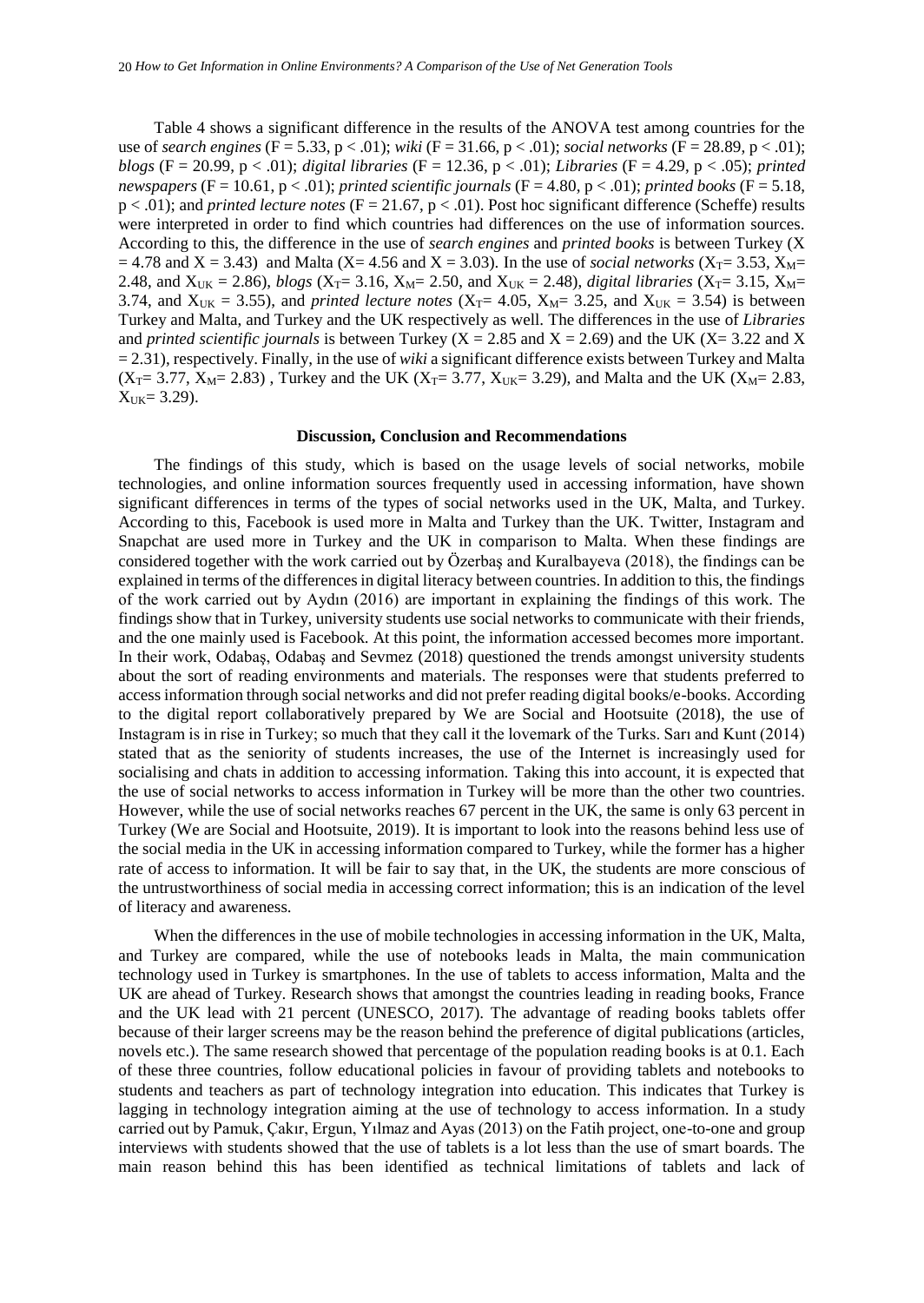Table 4 shows a significant difference in the results of the ANOVA test among countries for the use of *search engines* ($F = 5.33$, $p < .01$); *wiki* ($F = 31.66$, $p < .01$); *social networks* ($F = 28.89$, $p < .01$); *blogs* ($F = 20.99$, $p < .01$); *digital libraries* ($F = 12.36$, $p < .01$); *Libraries* ($F = 4.29$, $p < .05$); *printed newspapers* ($F = 10.61$, $p < .01$); *printed scientific journals* ($F = 4.80$, $p < .01$); *printed books* ($F = 5.18$, $p < .01$); and *printed lecture notes* ($F = 21.67$, $p < .01$). Post hoc significant difference (Scheffe) results were interpreted in order to find which countries had differences on the use of information sources. According to this, the difference in the use of *search engines* and *printed books* is between Turkey ($X = 4.78$ and $X = 3.43$) and Malta ($X = 4.56$ and $X = 3.03$). In the use of *social networks* ($X_T = 3.53$, $X_M = 2.48$, and $X_{UK} = 2.86$), *blogs* ($X_T = 3.16$, $X_M = 2.50$, and $X_{UK} = 2.48$), *digital libraries* ($X_T = 3.15$, $X_M = 3.74$, and $X_{UK} = 3.55$), and *printed lecture notes* ($X_T = 4.05$, $X_M = 3.25$, and $X_{UK} = 3.54$) is between Turkey and Malta, and Turkey and the UK respectively as well. The differences in the use of *Libraries* and *printed scientific journals* is between Turkey ($X = 2.85$ and $X = 2.69$) and the UK ($X = 3.22$ and $X = 2.31$), respectively. Finally, in the use of *wiki* a significant difference exists between Turkey and Malta ($X_T = 3.77$, $X_M = 2.83$) , Turkey and the UK ($X_T = 3.77$, $X_{UK} = 3.29$), and Malta and the UK ($X_M = 2.83$, $X_{UK} = 3.29$).

## Discussion, Conclusion and Recommendations

The findings of this study, which is based on the usage levels of social networks, mobile technologies, and online information sources frequently used in accessing information, have shown significant differences in terms of the types of social networks used in the UK, Malta, and Turkey. According to this, Facebook is used more in Malta and Turkey than the UK. Twitter, Instagram and Snapchat are used more in Turkey and the UK in comparison to Malta. When these findings are considered together with the work carried out by Özerbaş and Kuralbayeva (2018), the findings can be explained in terms of the differences in digital literacy between countries. In addition to this, the findings of the work carried out by Aydın (2016) are important in explaining the findings of this work. The findings show that in Turkey, university students use social networks to communicate with their friends, and the one mainly used is Facebook. At this point, the information accessed becomes more important. In their work, Odabaş, Odabaş and Sevmez (2018) questioned the trends amongst university students about the sort of reading environments and materials. The responses were that students preferred to access information through social networks and did not prefer reading digital books/e-books. According to the digital report collaboratively prepared by We are Social and Hootsuite (2018), the use of Instagram is in rise in Turkey; so much that they call it the lovemark of the Turks. Sarı and Kunt (2014) stated that as the seniority of students increases, the use of the Internet is increasingly used for socialising and chats in addition to accessing information. Taking this into account, it is expected that the use of social networks to access information in Turkey will be more than the other two countries. However, while the use of social networks reaches 67 percent in the UK, the same is only 63 percent in Turkey (We are Social and Hootsuite, 2019). It is important to look into the reasons behind less use of the social media in the UK in accessing information compared to Turkey, while the former has a higher rate of access to information. It will be fair to say that, in the UK, the students are more conscious of the untrustworthiness of social media in accessing correct information; this is an indication of the level of literacy and awareness.

When the differences in the use of mobile technologies in accessing information in the UK, Malta, and Turkey are compared, while the use of notebooks leads in Malta, the main communication technology used in Turkey is smartphones. In the use of tablets to access information, Malta and the UK are ahead of Turkey. Research shows that amongst the countries leading in reading books, France and the UK lead with 21 percent (UNESCO, 2017). The advantage of reading books tablets offer because of their larger screens may be the reason behind the preference of digital publications (articles, novels etc.). The same research showed that percentage of the population reading books is at 0.1. Each of these three countries, follow educational policies in favour of providing tablets and notebooks to students and teachers as part of technology integration into education. This indicates that Turkey is lagging in technology integration aiming at the use of technology to access information. In a study carried out by Pamuk, Çakır, Ergun, Yılmaz and Ayas (2013) on the Fatih project, one-to-one and group interviews with students showed that the use of tablets is a lot less than the use of smart boards. The main reason behind this has been identified as technical limitations of tablets and lack of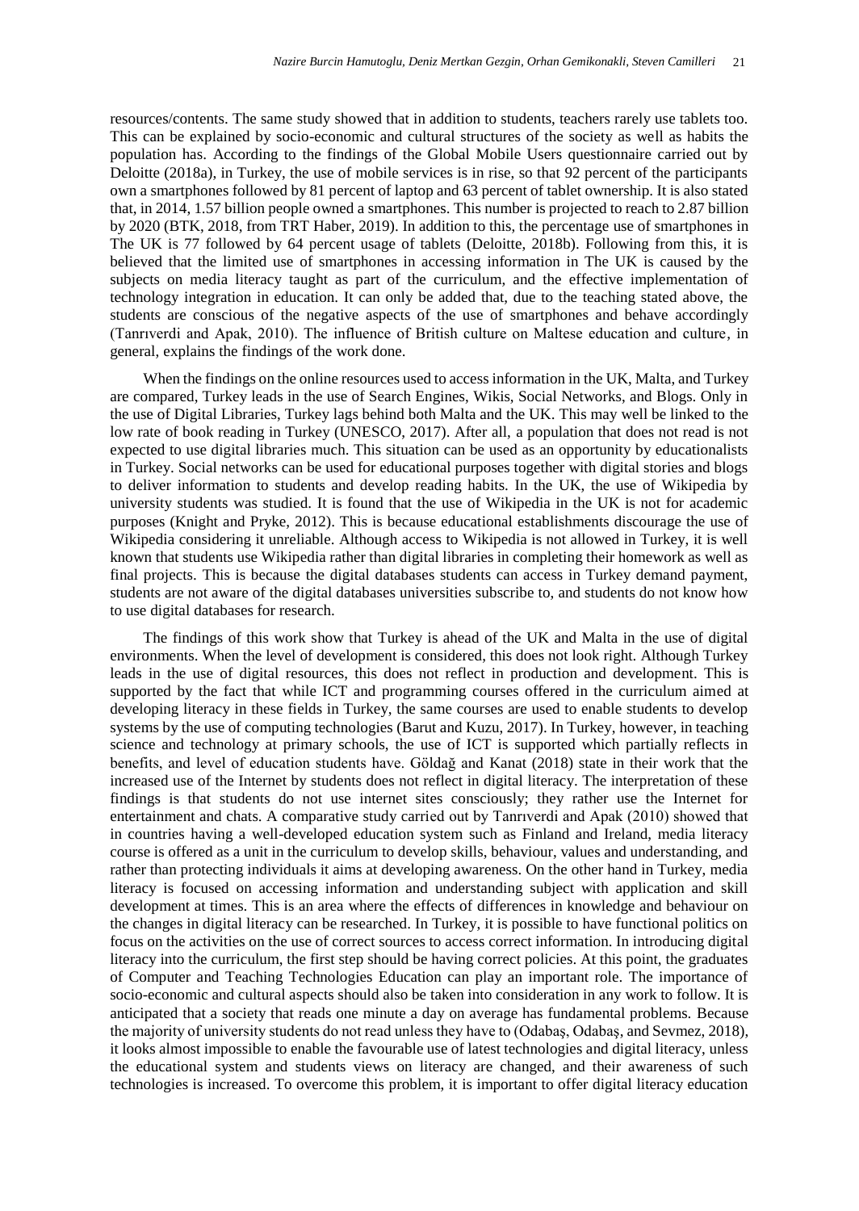resources/contents. The same study showed that in addition to students, teachers rarely use tablets too. This can be explained by socio-economic and cultural structures of the society as well as habits the population has. According to the findings of the Global Mobile Users questionnaire carried out by Deloitte (2018a), in Turkey, the use of mobile services is in rise, so that 92 percent of the participants own a smartphones followed by 81 percent of laptop and 63 percent of tablet ownership. It is also stated that, in 2014, 1.57 billion people owned a smartphones. This number is projected to reach to 2.87 billion by 2020 (BTK, 2018, from TRT Haber, 2019). In addition to this, the percentage use of smartphones in The UK is 77 followed by 64 percent usage of tablets (Deloitte, 2018b). Following from this, it is believed that the limited use of smartphones in accessing information in The UK is caused by the subjects on media literacy taught as part of the curriculum, and the effective implementation of technology integration in education. It can only be added that, due to the teaching stated above, the students are conscious of the negative aspects of the use of smartphones and behave accordingly (Tanrıverdi and Apak, 2010). The influence of British culture on Maltese education and culture, in general, explains the findings of the work done.

When the findings on the online resources used to access information in the UK, Malta, and Turkey are compared, Turkey leads in the use of Search Engines, Wikis, Social Networks, and Blogs. Only in the use of Digital Libraries, Turkey lags behind both Malta and the UK. This may well be linked to the low rate of book reading in Turkey (UNESCO, 2017). After all, a population that does not read is not expected to use digital libraries much. This situation can be used as an opportunity by educationalists in Turkey. Social networks can be used for educational purposes together with digital stories and blogs to deliver information to students and develop reading habits. In the UK, the use of Wikipedia by university students was studied. It is found that the use of Wikipedia in the UK is not for academic purposes (Knight and Pryke, 2012). This is because educational establishments discourage the use of Wikipedia considering it unreliable. Although access to Wikipedia is not allowed in Turkey, it is well known that students use Wikipedia rather than digital libraries in completing their homework as well as final projects. This is because the digital databases students can access in Turkey demand payment, students are not aware of the digital databases universities subscribe to, and students do not know how to use digital databases for research.

The findings of this work show that Turkey is ahead of the UK and Malta in the use of digital environments. When the level of development is considered, this does not look right. Although Turkey leads in the use of digital resources, this does not reflect in production and development. This is supported by the fact that while ICT and programming courses offered in the curriculum aimed at developing literacy in these fields in Turkey, the same courses are used to enable students to develop systems by the use of computing technologies (Barut and Kuzu, 2017). In Turkey, however, in teaching science and technology at primary schools, the use of ICT is supported which partially reflects in benefits, and level of education students have. Göldağ and Kanat (2018) state in their work that the increased use of the Internet by students does not reflect in digital literacy. The interpretation of these findings is that students do not use internet sites consciously; they rather use the Internet for entertainment and chats. A comparative study carried out by Tanrıverdi and Apak (2010) showed that in countries having a well-developed education system such as Finland and Ireland, media literacy course is offered as a unit in the curriculum to develop skills, behaviour, values and understanding, and rather than protecting individuals it aims at developing awareness. On the other hand in Turkey, media literacy is focused on accessing information and understanding subject with application and skill development at times. This is an area where the effects of differences in knowledge and behaviour on the changes in digital literacy can be researched. In Turkey, it is possible to have functional politics on focus on the activities on the use of correct sources to access correct information. In introducing digital literacy into the curriculum, the first step should be having correct policies. At this point, the graduates of Computer and Teaching Technologies Education can play an important role. The importance of socio-economic and cultural aspects should also be taken into consideration in any work to follow. It is anticipated that a society that reads one minute a day on average has fundamental problems. Because the majority of university students do not read unless they have to (Odabaş, Odabaş, and Sevmez, 2018), it looks almost impossible to enable the favourable use of latest technologies and digital literacy, unless the educational system and students views on literacy are changed, and their awareness of such technologies is increased. To overcome this problem, it is important to offer digital literacy education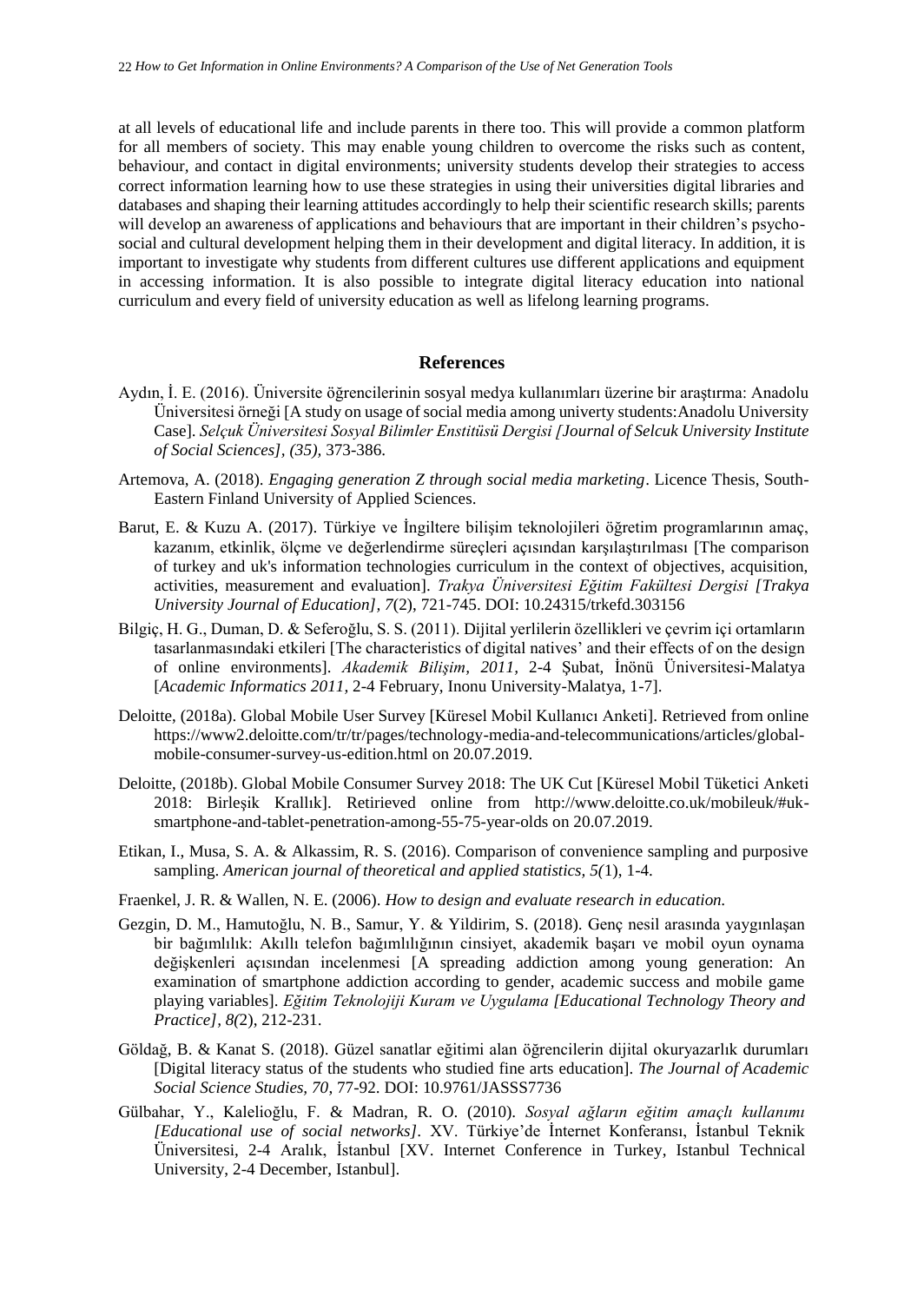at all levels of educational life and include parents in there too. This will provide a common platform for all members of society. This may enable young children to overcome the risks such as content, behaviour, and contact in digital environments; university students develop their strategies to access correct information learning how to use these strategies in using their universities digital libraries and databases and shaping their learning attitudes accordingly to help their scientific research skills; parents will develop an awareness of applications and behaviours that are important in their children's psycho-social and cultural development helping them in their development and digital literacy. In addition, it is important to investigate why students from different cultures use different applications and equipment in accessing information. It is also possible to integrate digital literacy education into national curriculum and every field of university education as well as lifelong learning programs.

## References

Aydın, İ. E. (2016). Üniversite öğrencilerinin sosyal medya kullanımları üzerine bir araştırma: Anadolu Üniversitesi örneği [A study on usage of social media among univerty students:Anadolu University Case]. *Selçuk Üniversitesi Sosyal Bilimler Enstitüsü Dergisi [Journal of Selcuk University Institute of Social Sciences], (35),* 373-386.

Artemova, A. (2018). *Engaging generation Z through social media marketing*. Licence Thesis, South-Eastern Finland University of Applied Sciences.

Barut, E. & Kuzu A. (2017). Türkiye ve İngiltere bilişim teknolojileri öğretim programlarının amaç, kazanım, etkinlik, ölçme ve değerlendirme süreçleri açısından karşılaştırılması [The comparison of turkey and uk's information technologies curriculum in the context of objectives, acquisition, activities, measurement and evaluation]. *Trakya Üniversitesi Eğitim Fakültesi Dergisi [Trakya University Journal of Education], 7*(2), 721-745. DOI: 10.24315/trkefd.303156

Bilgiç, H. G., Duman, D. & Seferoğlu, S. S. (2011). Dijital yerlilerin özellikleri ve çevrim içi ortamların tasarlanmasındaki etkileri [The characteristics of digital natives' and their effects of on the design of online environments]. *Akademik Bilişim, 2011,* 2-4 Şubat, İnönü Üniversitesi-Malatya [*Academic Informatics 2011,* 2-4 February, Inonu University-Malatya, 1-7].

Deloitte, (2018a). Global Mobile User Survey [Küresel Mobil Kullanıcı Anketi]. Retrieved from online https://www2.deloitte.com/tr/tr/pages/technology-media-and-telecommunications/articles/global-mobile-consumer-survey-us-edition.html on 20.07.2019.

Deloitte, (2018b). Global Mobile Consumer Survey 2018: The UK Cut [Küresel Mobil Tüketici Anketi 2018: Birleşik Krallık]. Retirieved online from http://www.deloitte.co.uk/mobileuk/#uk-smartphone-and-tablet-penetration-among-55-75-year-olds on 20.07.2019.

Etikan, I., Musa, S. A. & Alkassim, R. S. (2016). Comparison of convenience sampling and purposive sampling. *American journal of theoretical and applied statistics, 5(*1), 1-4.

Fraenkel, J. R. & Wallen, N. E. (2006). *How to design and evaluate research in education.*

Gezgin, D. M., Hamutoğlu, N. B., Samur, Y. & Yildirim, S. (2018). Genç nesil arasında yaygınlaşan bir bağımlılık: Akıllı telefon bağımlılığının cinsiyet, akademik başarı ve mobil oyun oynama değişkenleri açısından incelenmesi [A spreading addiction among young generation: An examination of smartphone addiction according to gender, academic success and mobile game playing variables]. *Eğitim Teknolojiji Kuram ve Uygulama [Educational Technology Theory and Practice], 8(*2), 212-231.

Göldağ, B. & Kanat S. (2018). Güzel sanatlar eğitimi alan öğrencilerin dijital okuryazarlık durumları [Digital literacy status of the students who studied fine arts education]. *The Journal of Academic Social Science Studies, 70,* 77-92. DOI: 10.9761/JASSS7736

Gülbahar, Y., Kalelioğlu, F. & Madran, R. O. (2010). *Sosyal ağların eğitim amaçlı kullanımı [Educational use of social networks].* XV. Türkiye'de İnternet Konferansı, İstanbul Teknik Üniversitesi, 2-4 Aralık, İstanbul [XV. Internet Conference in Turkey, Istanbul Technical University, 2-4 December, Istanbul].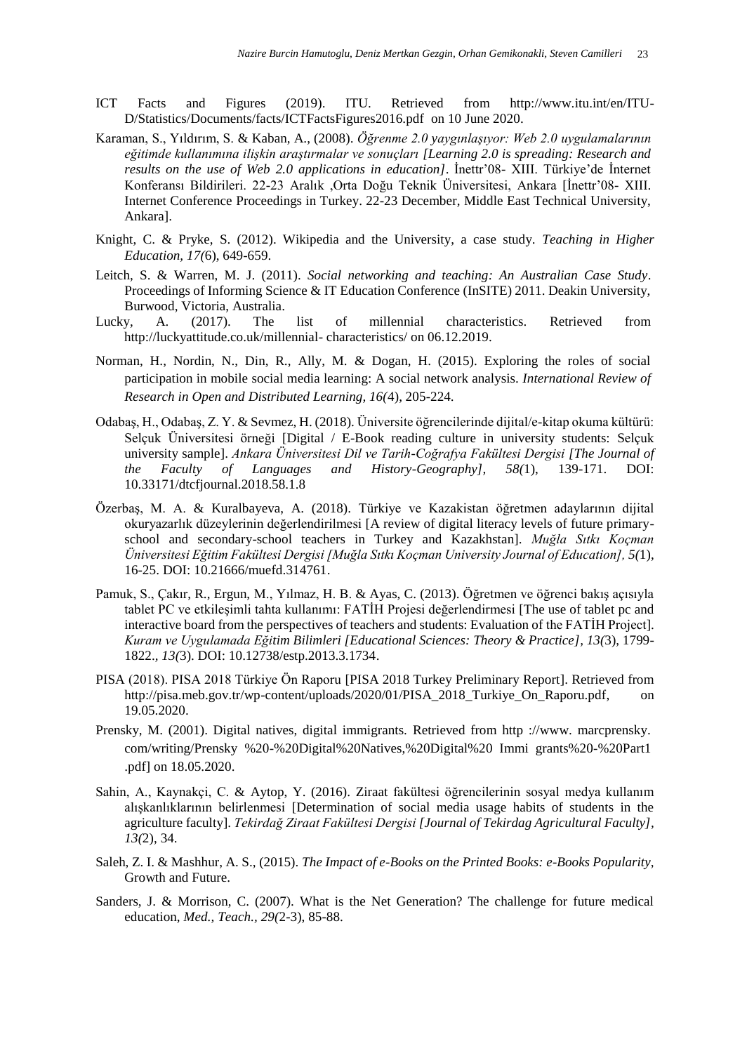ICT Facts and Figures (2019). ITU. Retrieved from http://www.itu.int/en/ITU-D/Statistics/Documents/facts/ICTFactsFigures2016.pdf on 10 June 2020.

Karaman, S., Yıldırım, S. & Kaban, A., (2008). *Öğrenme 2.0 yaygınlaşıyor: Web 2.0 uygulamalarının eğitimde kullanımına ilişkin araştırmalar ve sonuçları [Learning 2.0 is spreading: Research and results on the use of Web 2.0 applications in education]*. İnettr'08- XIII. Türkiye'de İnternet Konferansı Bildirileri. 22-23 Aralık ,Orta Doğu Teknik Üniversitesi, Ankara [İnettr'08- XIII. Internet Conference Proceedings in Turkey. 22-23 December, Middle East Technical University, Ankara].

Knight, C. & Pryke, S. (2012). Wikipedia and the University, a case study. *Teaching in Higher Education, 17(*6), 649-659.

Leitch, S. & Warren, M. J. (2011). *Social networking and teaching: An Australian Case Study*. Proceedings of Informing Science & IT Education Conference (InSITE) 2011. Deakin University, Burwood, Victoria, Australia.

Lucky, A. (2017). The list of millennial characteristics. Retrieved from http://luckyattitude.co.uk/millennial- characteristics/ on 06.12.2019.

Norman, H., Nordin, N., Din, R., Ally, M. & Dogan, H. (2015). Exploring the roles of social participation in mobile social media learning: A social network analysis. *International Review of Research in Open and Distributed Learning, 16(*4), 205-224.

Odabaş, H., Odabaş, Z. Y. & Sevmez, H. (2018). Üniversite öğrencilerinde dijital/e-kitap okuma kültürü: Selçuk Üniversitesi örneği [Digital / E-Book reading culture in university students: Selçuk university sample]. *Ankara Üniversitesi Dil ve Tarih-Coğrafya Fakültesi Dergisi [The Journal of the Faculty of Languages and History-Geography], 58(*1), 139-171. DOI: 10.33171/dtcfjournal.2018.58.1.8

Özerbaş, M. A. & Kuralbayeva, A. (2018). Türkiye ve Kazakistan öğretmen adaylarının dijital okuryazarlık düzeylerinin değerlendirilmesi [A review of digital literacy levels of future primary-school and secondary-school teachers in Turkey and Kazakhstan]. *Muğla Sıtkı Koçman Üniversitesi Eğitim Fakültesi Dergisi [Muğla Sıtkı Koçman University Journal of Education], 5(*1), 16-25. DOI: 10.21666/muefd.314761.

Pamuk, S., Çakır, R., Ergun, M., Yılmaz, H. B. & Ayas, C. (2013). Öğretmen ve öğrenci bakış açısıyla tablet PC ve etkileşimli tahta kullanımı: FATİH Projesi değerlendirmesi [The use of tablet pc and interactive board from the perspectives of teachers and students: Evaluation of the FATİH Project]. *Kuram ve Uygulamada Eğitim Bilimleri [Educational Sciences: Theory & Practice], 13(*3), 1799-1822., *13(*3). DOI: 10.12738/estp.2013.3.1734.

PISA (2018). PISA 2018 Türkiye Ön Raporu [PISA 2018 Turkey Preliminary Report]. Retrieved from http://pisa.meb.gov.tr/wp-content/uploads/2020/01/PISA_2018_Turkiye_On_Raporu.pdf, on 19.05.2020.

Prensky, M. (2001). Digital natives, digital immigrants. Retrieved from http ://www. marcprensky. com/writing/Prensky %20-%20Digital%20Natives,%20Digital%20 Immi grants%20-%20Part1 .pdf] on 18.05.2020.

Sahin, A., Kaynakçi, C. & Aytop, Y. (2016). Ziraat fakültesi öğrencilerinin sosyal medya kullanım alışkanlıklarının belirlenmesi [Determination of social media usage habits of students in the agriculture faculty]. *Tekirdağ Ziraat Fakültesi Dergisi [Journal of Tekirdag Agricultural Faculty], 13(*2), 34.

Saleh, Z. I. & Mashhur, A. S., (2015). *The Impact of e-Books on the Printed Books: e-Books Popularity*, Growth and Future.

Sanders, J. & Morrison, C. (2007). What is the Net Generation? The challenge for future medical education, *Med., Teach., 29(*2-3), 85-88.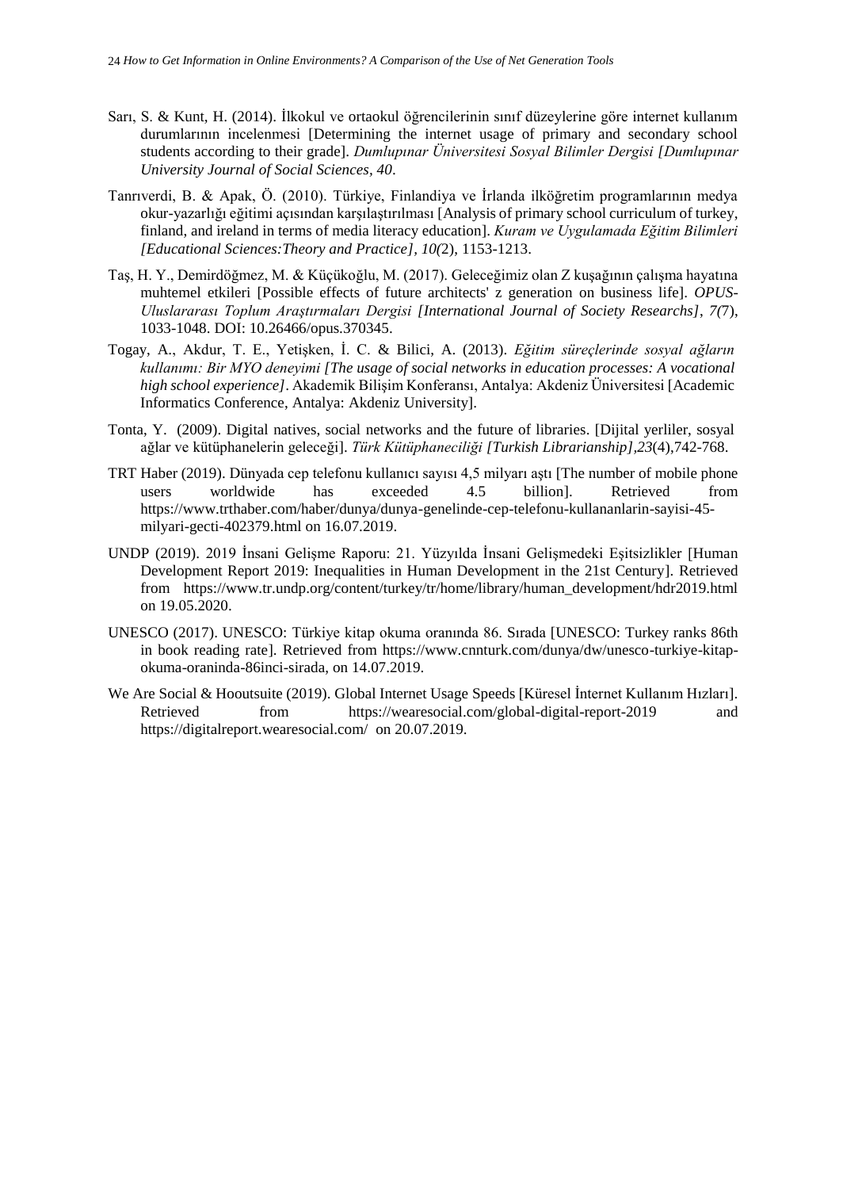Sarı, S. & Kunt, H. (2014). İlkokul ve ortaokul öğrencilerinin sınıf düzeylerine göre internet kullanım durumlarının incelenmesi [Determining the internet usage of primary and secondary school students according to their grade]. *Dumlupınar Üniversitesi Sosyal Bilimler Dergisi [Dumlupınar University Journal of Social Sciences, 40*.

Tanrıverdi, B. & Apak, Ö. (2010). Türkiye, Finlandiya ve İrlanda ilköğretim programlarının medya okur-yazarlığı eğitimi açısından karşılaştırılması [Analysis of primary school curriculum of turkey, finland, and ireland in terms of media literacy education]. *Kuram ve Uygulamada Eğitim Bilimleri [Educational Sciences:Theory and Practice], 10(*2), 1153-1213.

Taş, H. Y., Demirdöğmez, M. & Küçükoğlu, M. (2017). Geleceğimiz olan Z kuşağının çalışma hayatına muhtemel etkileri [Possible effects of future architects' z generation on business life]. *OPUS-Uluslararası Toplum Araştırmaları Dergisi [International Journal of Society Researchs], 7(*7), 1033-1048. DOI: 10.26466/opus.370345.

Togay, A., Akdur, T. E., Yetişken, İ. C. & Bilici, A. (2013). *Eğitim süreçlerinde sosyal ağların kullanımı: Bir MYO deneyimi [The usage of social networks in education processes: A vocational high school experience]*. Akademik Bilişim Konferansı, Antalya: Akdeniz Üniversitesi [Academic Informatics Conference, Antalya: Akdeniz University].

Tonta, Y. (2009). Digital natives, social networks and the future of libraries. [Dijital yerliler, sosyal ağlar ve kütüphanelerin geleceği]. *Türk Kütüphaneciliği [Turkish Librarianship],23*(4),742-768.

TRT Haber (2019). Dünyada cep telefonu kullanıcı sayısı 4,5 milyarı aştı [The number of mobile phone users worldwide has exceeded 4.5 billion]. Retrieved from https://www.trthaber.com/haber/dunya/dunya-genelinde-cep-telefonu-kullananlarin-sayisi-45-milyari-gecti-402379.html on 16.07.2019.

UNDP (2019). 2019 İnsani Gelişme Raporu: 21. Yüzyılda İnsani Gelişmedeki Eşitsizlikler [Human Development Report 2019: Inequalities in Human Development in the 21st Century]. Retrieved from https://www.tr.undp.org/content/turkey/tr/home/library/human_development/hdr2019.html on 19.05.2020.

UNESCO (2017). UNESCO: Türkiye kitap okuma oranında 86. Sırada [UNESCO: Turkey ranks 86th in book reading rate]. Retrieved from https://www.cnnturk.com/dunya/dw/unesco-turkiye-kitap-okuma-oraninda-86inci-sirada, on 14.07.2019.

We Are Social & Hooutsuite (2019). Global Internet Usage Speeds [Küresel İnternet Kullanım Hızları]. Retrieved from https://wearesocial.com/global-digital-report-2019 and https://digitalreport.wearesocial.com/ on 20.07.2019.